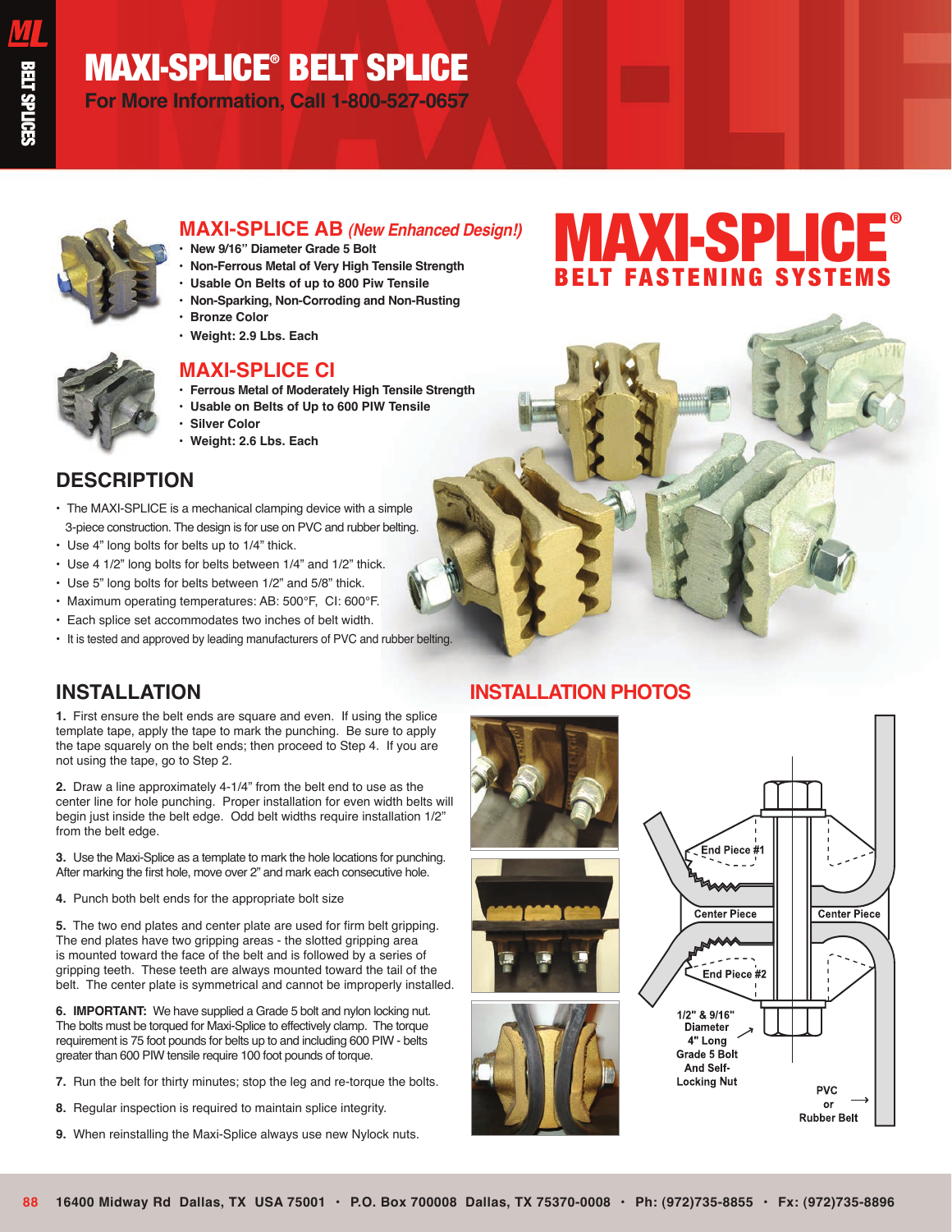# MAXI-SPLICE® BELT SPLICE

**For More Information, Call 1-800-527-0657**

## MAXI-SPLICE AB *(New Enhanced Design!)*

- New 9/16" Diameter Grade 5 Bolt
- Non-Ferrous Metal of Very High Tensile Strength
- Usable On Belts of up to 800 Piw Tensile
- Non-Sparking, Non-Corroding and Non-Rusting
- Bronze Color
- Weight: 2.9 Lbs. Each

## MAXI-SPLICE CI

- Ferrous Metal of Moderately High Tensile Strength
- Usable on Belts of Up to 600 PIW Tensile
- Silver Color
- Weight: 2.6 Lbs. Each

**MAXI-SPLICE®**
**BELT FASTENING SYSTEMS**

## DESCRIPTION

- The MAXI-SPLICE is a mechanical clamping device with a simple 3-piece construction. The design is for use on PVC and rubber belting.
- Use 4" long bolts for belts up to 1/4" thick.
- Use 4 1/2" long bolts for belts between 1/4" and 1/2" thick.
- Use 5" long bolts for belts between 1/2" and 5/8" thick.
- Maximum operating temperatures: AB: 500°F, CI: 600°F.
- Each splice set accommodates two inches of belt width.
- It is tested and approved by leading manufacturers of PVC and rubber belting.

## INSTALLATION

**1.** First ensure the belt ends are square and even. If using the splice template tape, apply the tape to mark the punching. Be sure to apply the tape squarely on the belt ends; then proceed to Step 4. If you are not using the tape, go to Step 2.

**2.** Draw a line approximately 4-1/4" from the belt end to use as the center line for hole punching. Proper installation for even width belts will begin just inside the belt edge. Odd belt widths require installation 1/2" from the belt edge.

**3.** Use the Maxi-Splice as a template to mark the hole locations for punching. After marking the first hole, move over 2" and mark each consecutive hole.

**4.** Punch both belt ends for the appropriate bolt size

**5.** The two end plates and center plate are used for firm belt gripping. The end plates have two gripping areas - the slotted gripping area is mounted toward the face of the belt and is followed by a series of gripping teeth. These teeth are always mounted toward the tail of the belt. The center plate is symmetrical and cannot be improperly installed.

**6. IMPORTANT:** We have supplied a Grade 5 bolt and nylon locking nut. The bolts must be torqued for Maxi-Splice to effectively clamp. The torque requirement is 75 foot pounds for belts up to and including 600 PIW - belts greater than 600 PIW tensile require 100 foot pounds of torque.

**7.** Run the belt for thirty minutes; stop the leg and re-torque the bolts.

**8.** Regular inspection is required to maintain splice integrity.

**9.** When reinstalling the Maxi-Splice always use new Nylock nuts.

## INSTALLATION PHOTOS

End Piece #1

Center Piece

Center Piece

End Piece #2

1/2" & 9/16" Diameter 4" Long Grade 5 Bolt And Self-Locking Nut

PVC or Rubber Belt

16400 Midway Rd Dallas, TX USA 75001 • P.O. Box 700008 Dallas, TX 75370-0008 • Ph: (972)735-8855 • Fx: (972)735-8896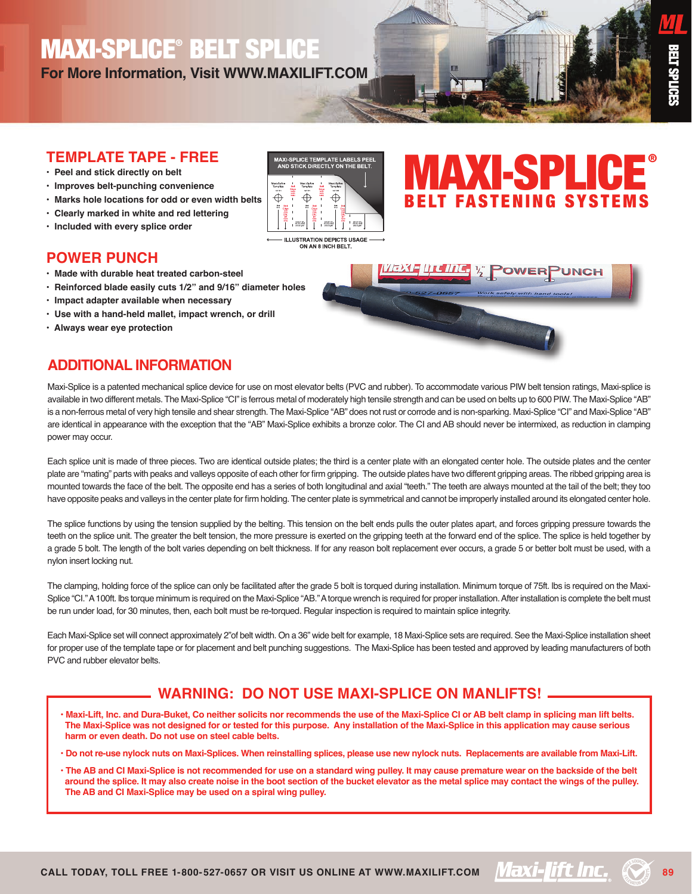# MAXI-SPLICE® BELT SPLICE

For More Information, Visit WWW.MAXILIFT.COM

## TEMPLATE TAPE - FREE

- Peel and stick directly on belt
- Improves belt-punching convenience
- Marks hole locations for odd or even width belts
- Clearly marked in white and red lettering
- Included with every splice order

MAXI-SPLICE TEMPLATE LABELS PEEL AND STICK DIRECTLY ON THE BELT.

ILLUSTRATION DEPICTS USAGE ON AN 8 INCH BELT.

**MAXI-SPLICE®**
**BELT FASTENING SYSTEMS**

## POWER PUNCH

- Made with durable heat treated carbon-steel
- Reinforced blade easily cuts 1/2" and 9/16" diameter holes
- Impact adapter available when necessary
- Use with a hand-held mallet, impact wrench, or drill
- Always wear eye protection

## ADDITIONAL INFORMATION

Maxi-Splice is a patented mechanical splice device for use on most elevator belts (PVC and rubber). To accommodate various PIW belt tension ratings, Maxi-splice is available in two different metals. The Maxi-Splice "CI" is ferrous metal of moderately high tensile strength and can be used on belts up to 600 PIW. The Maxi-Splice "AB" is a non-ferrous metal of very high tensile and shear strength. The Maxi-Splice "AB" does not rust or corrode and is non-sparking. Maxi-Splice "CI" and Maxi-Splice "AB" are identical in appearance with the exception that the "AB" Maxi-Splice exhibits a bronze color. The CI and AB should never be intermixed, as reduction in clamping power may occur.

Each splice unit is made of three pieces. Two are identical outside plates; the third is a center plate with an elongated center hole. The outside plates and the center plate are "mating" parts with peaks and valleys opposite of each other for firm gripping. The outside plates have two different gripping areas. The ribbed gripping area is mounted towards the face of the belt. The opposite end has a series of both longitudinal and axial "teeth." The teeth are always mounted at the tail of the belt; they too have opposite peaks and valleys in the center plate for firm holding. The center plate is symmetrical and cannot be improperly installed around its elongated center hole.

The splice functions by using the tension supplied by the belting. This tension on the belt ends pulls the outer plates apart, and forces gripping pressure towards the teeth on the splice unit. The greater the belt tension, the more pressure is exerted on the gripping teeth at the forward end of the splice. The splice is held together by a grade 5 bolt. The length of the bolt varies depending on belt thickness. If for any reason bolt replacement ever occurs, a grade 5 or better bolt must be used, with a nylon insert locking nut.

The clamping, holding force of the splice can only be facilitated after the grade 5 bolt is torqued during installation. Minimum torque of 75ft. lbs is required on the Maxi-Splice "CI." A 100ft. lbs torque minimum is required on the Maxi-Splice "AB." A torque wrench is required for proper installation. After installation is complete the belt must be run under load, for 30 minutes, then, each bolt must be re-torqued. Regular inspection is required to maintain splice integrity.

Each Maxi-Splice set will connect approximately 2"of belt width. On a 36" wide belt for example, 18 Maxi-Splice sets are required. See the Maxi-Splice installation sheet for proper use of the template tape or for placement and belt punching suggestions. The Maxi-Splice has been tested and approved by leading manufacturers of both PVC and rubber elevator belts.

## WARNING: DO NOT USE MAXI-SPLICE ON MANLIFTS!

- **Maxi-Lift, Inc. and Dura-Buket, Co neither solicits nor recommends the use of the Maxi-Splice CI or AB belt clamp in splicing man lift belts. The Maxi-Splice was not designed for or tested for this purpose. Any installation of the Maxi-Splice in this application may cause serious harm or even death. Do not use on steel cable belts.**
- **Do not re-use nylock nuts on Maxi-Splices. When reinstalling splices, please use new nylock nuts. Replacements are available from Maxi-Lift.**
- **The AB and CI Maxi-Splice is not recommended for use on a standard wing pulley. It may cause premature wear on the backside of the belt around the splice. It may also create noise in the boot section of the bucket elevator as the metal splice may contact the wings of the pulley. The AB and CI Maxi-Splice may be used on a spiral wing pulley.**